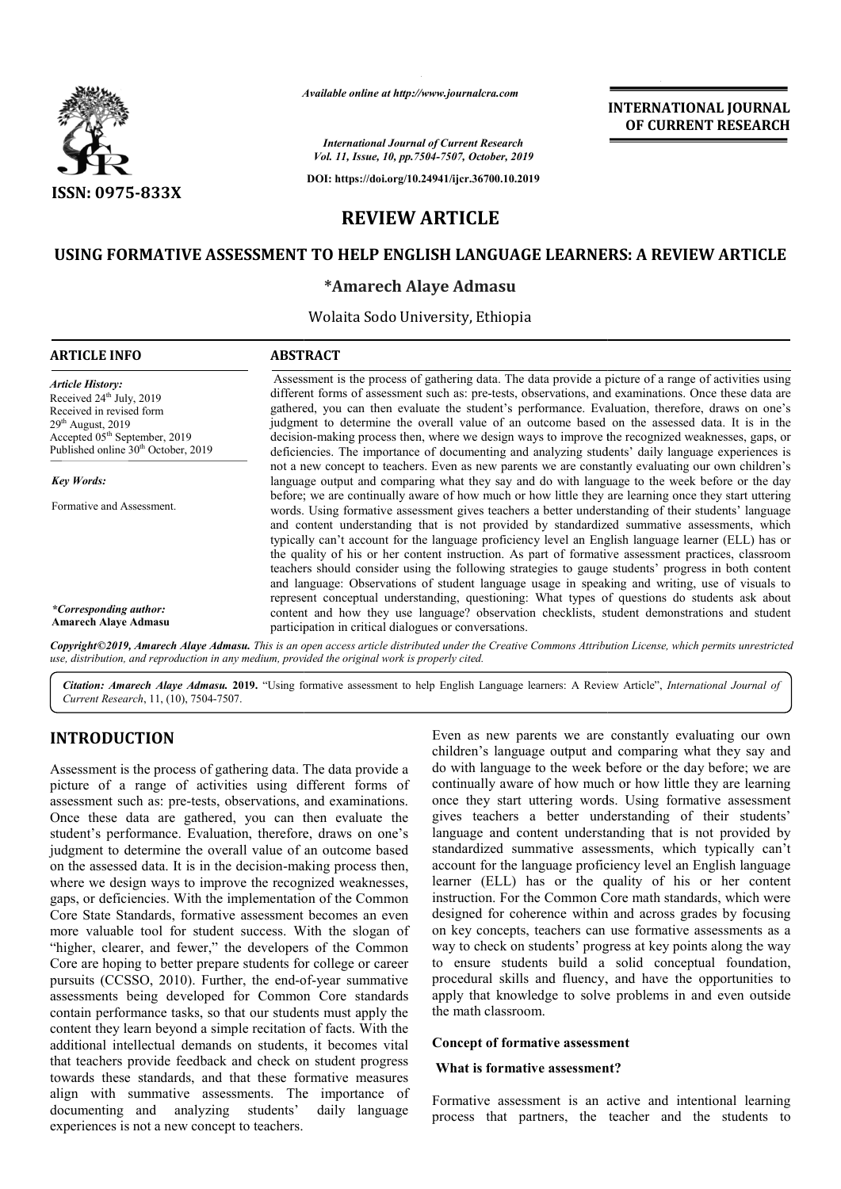Available online at http://www.journalcra.com

*International Journal of Current Research*
*Vol. 11, Issue, 10, pp.7504-7507, October, 2019*

DOI: https://doi.org/10.24941/ijcr.36700.10.2019

ISSN: 0975-833X

**INTERNATIONAL JOURNAL OF CURRENT RESEARCH**

# REVIEW ARTICLE

# USING FORMATIVE ASSESSMENT TO HELP ENGLISH LANGUAGE LEARNERS: A REVIEW ARTICLE

**\*Amarech Alaye Admasu**

Wolaita Sodo University, Ethiopia

**ARTICLE INFO**

*Article History:*
Received 24th July, 2019
Received in revised form
29th August, 2019
Accepted 05th September, 2019
Published online 30th October, 2019

*Key Words:*

Formative and Assessment.

*\*Corresponding author:*
**Amarech Alaye Admasu**

**ABSTRACT**

Assessment is the process of gathering data. The data provide a picture of a range of activities using different forms of assessment such as: pre-tests, observations, and examinations. Once these data are gathered, you can then evaluate the student's performance. Evaluation, therefore, draws on one's judgment to determine the overall value of an outcome based on the assessed data. It is in the decision-making process then, where we design ways to improve the recognized weaknesses, gaps, or deficiencies. The importance of documenting and analyzing students' daily language experiences is not a new concept to teachers. Even as new parents we are constantly evaluating our own children's language output and comparing what they say and do with language to the week before or the day before; we are continually aware of how much or how little they are learning once they start uttering words. Using formative assessment gives teachers a better understanding of their students' language and content understanding that is not provided by standardized summative assessments, which typically can't account for the language proficiency level an English language learner (ELL) has or the quality of his or her content instruction. As part of formative assessment practices, classroom teachers should consider using the following strategies to gauge students' progress in both content and language: Observations of student language usage in speaking and writing, use of visuals to represent conceptual understanding, questioning: What types of questions do students ask about content and how they use language? observation checklists, student demonstrations and student participation in critical dialogues or conversations.

*Copyright©2019, Amarech Alaye Admasu. This is an open access article distributed under the Creative Commons Attribution License, which permits unrestricted use, distribution, and reproduction in any medium, provided the original work is properly cited.*

***Citation: Amarech Alaye Admasu.* 2019.** "Using formative assessment to help English Language learners: A Review Article", *International Journal of Current Research*, 11, (10), 7504-7507.

## INTRODUCTION

Assessment is the process of gathering data. The data provide a picture of a range of activities using different forms of assessment such as: pre-tests, observations, and examinations. Once these data are gathered, you can then evaluate the student's performance. Evaluation, therefore, draws on one's judgment to determine the overall value of an outcome based on the assessed data. It is in the decision-making process then, where we design ways to improve the recognized weaknesses, gaps, or deficiencies. With the implementation of the Common Core State Standards, formative assessment becomes an even more valuable tool for student success. With the slogan of "higher, clearer, and fewer," the developers of the Common Core are hoping to better prepare students for college or career pursuits (CCSSO, 2010). Further, the end-of-year summative assessments being developed for Common Core standards contain performance tasks, so that our students must apply the content they learn beyond a simple recitation of facts. With the additional intellectual demands on students, it becomes vital that teachers provide feedback and check on student progress towards these standards, and that these formative measures align with summative assessments. The importance of documenting and analyzing students' daily language experiences is not a new concept to teachers. Even as new parents we are constantly evaluating our own children's language output and comparing what they say and do with language to the week before or the day before; we are continually aware of how much or how little they are learning once they start uttering words. Using formative assessment gives teachers a better understanding of their students' language and content understanding that is not provided by standardized summative assessments, which typically can't account for the language proficiency level an English language learner (ELL) has or the quality of his or her content instruction. For the Common Core math standards, which were designed for coherence within and across grades by focusing on key concepts, teachers can use formative assessments as a way to check on students' progress at key points along the way to ensure students build a solid conceptual foundation, procedural skills and fluency, and have the opportunities to apply that knowledge to solve problems in and even outside the math classroom.

### Concept of formative assessment

#### What is formative assessment?

Formative assessment is an active and intentional learning process that partners, the teacher and the students to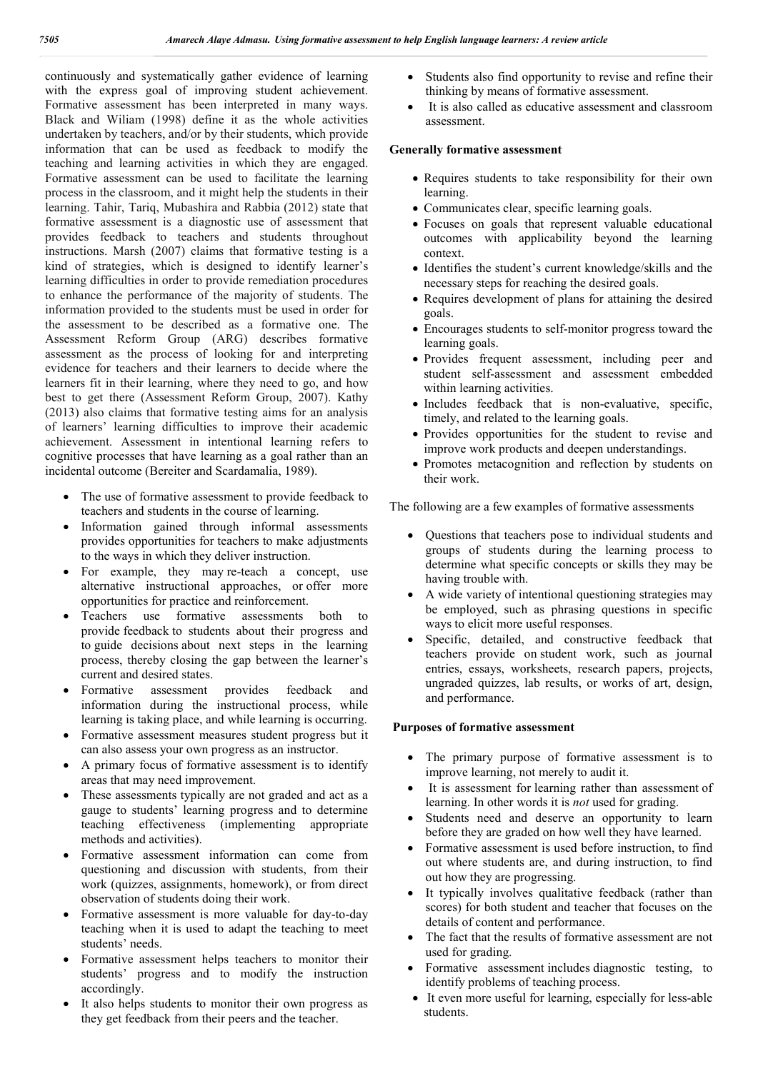continuously and systematically gather evidence of learning with the express goal of improving student achievement. Formative assessment has been interpreted in many ways. Black and Wiliam (1998) define it as the whole activities undertaken by teachers, and/or by their students, which provide information that can be used as feedback to modify the teaching and learning activities in which they are engaged. Formative assessment can be used to facilitate the learning process in the classroom, and it might help the students in their learning. Tahir, Tariq, Mubashira and Rabbia (2012) state that formative assessment is a diagnostic use of assessment that provides feedback to teachers and students throughout instructions. Marsh (2007) claims that formative testing is a kind of strategies, which is designed to identify learner's learning difficulties in order to provide remediation procedures to enhance the performance of the majority of students. The information provided to the students must be used in order for the assessment to be described as a formative one. The Assessment Reform Group (ARG) describes formative assessment as the process of looking for and interpreting evidence for teachers and their learners to decide where the learners fit in their learning, where they need to go, and how best to get there (Assessment Reform Group, 2007). Kathy (2013) also claims that formative testing aims for an analysis of learners' learning difficulties to improve their academic achievement. Assessment in intentional learning refers to cognitive processes that have learning as a goal rather than an incidental outcome (Bereiter and Scardamalia, 1989).

- The use of formative assessment to provide feedback to teachers and students in the course of learning.
- Information gained through informal assessments provides opportunities for teachers to make adjustments to the ways in which they deliver instruction.
- For example, they may re-teach a concept, use alternative instructional approaches, or offer more opportunities for practice and reinforcement.
- Teachers use formative assessments both to provide feedback to students about their progress and to guide decisions about next steps in the learning process, thereby closing the gap between the learner's current and desired states.
- Formative assessment provides feedback and information during the instructional process, while learning is taking place, and while learning is occurring.
- Formative assessment measures student progress but it can also assess your own progress as an instructor.
- A primary focus of formative assessment is to identify areas that may need improvement.
- These assessments typically are not graded and act as a gauge to students' learning progress and to determine teaching effectiveness (implementing appropriate methods and activities).
- Formative assessment information can come from questioning and discussion with students, from their work (quizzes, assignments, homework), or from direct observation of students doing their work.
- Formative assessment is more valuable for day-to-day teaching when it is used to adapt the teaching to meet students' needs.
- Formative assessment helps teachers to monitor their students' progress and to modify the instruction accordingly.
- It also helps students to monitor their own progress as they get feedback from their peers and the teacher.
- Students also find opportunity to revise and refine their thinking by means of formative assessment.
- It is also called as educative assessment and classroom assessment.

**Generally formative assessment**

- Requires students to take responsibility for their own learning.
- Communicates clear, specific learning goals.
- Focuses on goals that represent valuable educational outcomes with applicability beyond the learning context.
- Identifies the student's current knowledge/skills and the necessary steps for reaching the desired goals.
- Requires development of plans for attaining the desired goals.
- Encourages students to self-monitor progress toward the learning goals.
- Provides frequent assessment, including peer and student self-assessment and assessment embedded within learning activities.
- Includes feedback that is non-evaluative, specific, timely, and related to the learning goals.
- Provides opportunities for the student to revise and improve work products and deepen understandings.
- Promotes metacognition and reflection by students on their work.

The following are a few examples of formative assessments

- Questions that teachers pose to individual students and groups of students during the learning process to determine what specific concepts or skills they may be having trouble with.
- A wide variety of intentional questioning strategies may be employed, such as phrasing questions in specific ways to elicit more useful responses.
- Specific, detailed, and constructive feedback that teachers provide on student work, such as journal entries, essays, worksheets, research papers, projects, ungraded quizzes, lab results, or works of art, design, and performance.

**Purposes of formative assessment**

- The primary purpose of formative assessment is to improve learning, not merely to audit it.
- It is assessment for learning rather than assessment of learning. In other words it is *not* used for grading.
- Students need and deserve an opportunity to learn before they are graded on how well they have learned.
- Formative assessment is used before instruction, to find out where students are, and during instruction, to find out how they are progressing.
- It typically involves qualitative feedback (rather than scores) for both student and teacher that focuses on the details of content and performance.
- The fact that the results of formative assessment are not used for grading.
- Formative assessment includes diagnostic testing, to identify problems of teaching process.
- It even more useful for learning, especially for less-able students.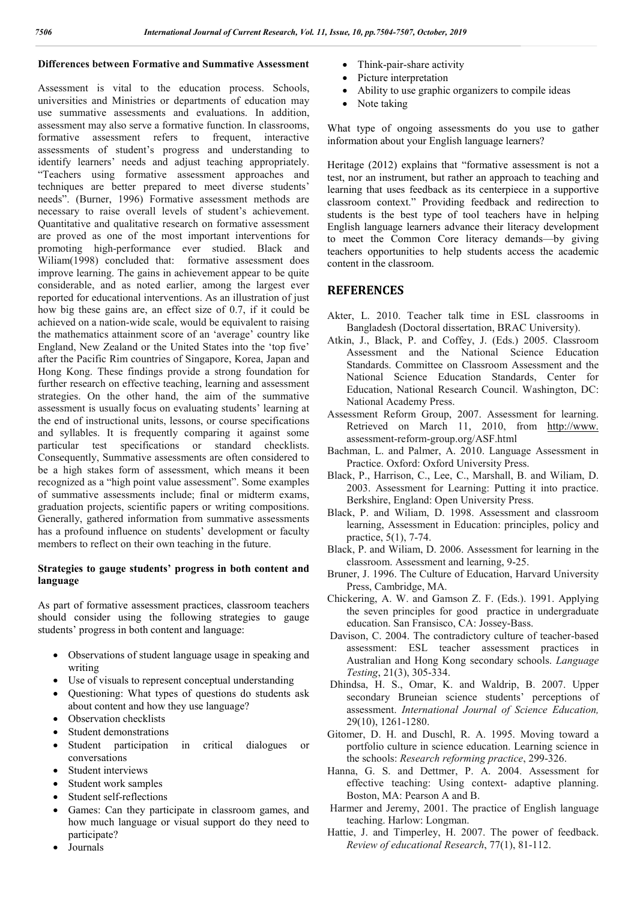### Differences between Formative and Summative Assessment

Assessment is vital to the education process. Schools, universities and Ministries or departments of education may use summative assessments and evaluations. In addition, assessment may also serve a formative function. In classrooms, formative assessment refers to frequent, interactive assessments of student's progress and understanding to identify learners' needs and adjust teaching appropriately. "Teachers using formative assessment approaches and techniques are better prepared to meet diverse students' needs". (Burner, 1996) Formative assessment methods are necessary to raise overall levels of student's achievement. Quantitative and qualitative research on formative assessment are proved as one of the most important interventions for promoting high-performance ever studied. Black and Wiliam(1998) concluded that: formative assessment does improve learning. The gains in achievement appear to be quite considerable, and as noted earlier, among the largest ever reported for educational interventions. As an illustration of just how big these gains are, an effect size of 0.7, if it could be achieved on a nation-wide scale, would be equivalent to raising the mathematics attainment score of an 'average' country like England, New Zealand or the United States into the 'top five' after the Pacific Rim countries of Singapore, Korea, Japan and Hong Kong. These findings provide a strong foundation for further research on effective teaching, learning and assessment strategies. On the other hand, the aim of the summative assessment is usually focus on evaluating students' learning at the end of instructional units, lessons, or course specifications and syllables. It is frequently comparing it against some particular test specifications or standard checklists. Consequently, Summative assessments are often considered to be a high stakes form of assessment, which means it been recognized as a "high point value assessment". Some examples of summative assessments include; final or midterm exams, graduation projects, scientific papers or writing compositions. Generally, gathered information from summative assessments has a profound influence on students' development or faculty members to reflect on their own teaching in the future.

### Strategies to gauge students' progress in both content and language

As part of formative assessment practices, classroom teachers should consider using the following strategies to gauge students' progress in both content and language:

- Observations of student language usage in speaking and writing
- Use of visuals to represent conceptual understanding
- Questioning: What types of questions do students ask about content and how they use language?
- Observation checklists
- Student demonstrations
- Student participation in critical dialogues or conversations
- Student interviews
- Student work samples
- Student self-reflections
- Games: Can they participate in classroom games, and how much language or visual support do they need to participate?
- Journals
- Think-pair-share activity
- Picture interpretation
- Ability to use graphic organizers to compile ideas
- Note taking

What type of ongoing assessments do you use to gather information about your English language learners?

Heritage (2012) explains that "formative assessment is not a test, nor an instrument, but rather an approach to teaching and learning that uses feedback as its centerpiece in a supportive classroom context." Providing feedback and redirection to students is the best type of tool teachers have in helping English language learners advance their literacy development to meet the Common Core literacy demands—by giving teachers opportunities to help students access the academic content in the classroom.

## REFERENCES

Akter, L. 2010. Teacher talk time in ESL classrooms in Bangladesh (Doctoral dissertation, BRAC University).

Atkin, J., Black, P. and Coffey, J. (Eds.) 2005. Classroom Assessment and the National Science Education Standards. Committee on Classroom Assessment and the National Science Education Standards, Center for Education, National Research Council. Washington, DC: National Academy Press.

Assessment Reform Group, 2007. Assessment for learning. Retrieved on March 11, 2010, from http://www.assessment-reform-group.org/ASF.html

Bachman, L. and Palmer, A. 2010. Language Assessment in Practice. Oxford: Oxford University Press.

Black, P., Harrison, C., Lee, C., Marshall, B. and Wiliam, D. 2003. Assessment for Learning: Putting it into practice. Berkshire, England: Open University Press.

Black, P. and Wiliam, D. 1998. Assessment and classroom learning, Assessment in Education: principles, policy and practice, 5(1), 7-74.

Black, P. and Wiliam, D. 2006. Assessment for learning in the classroom. Assessment and learning, 9-25.

Bruner, J. 1996. The Culture of Education, Harvard University Press, Cambridge, MA.

Chickering, A. W. and Gamson Z. F. (Eds.). 1991. Applying the seven principles for good practice in undergraduate education. San Fransisco, CA: Jossey-Bass.

Davison, C. 2004. The contradictory culture of teacher-based assessment: ESL teacher assessment practices in Australian and Hong Kong secondary schools. *Language Testing*, 21(3), 305-334.

Dhindsa, H. S., Omar, K. and Waldrip, B. 2007. Upper secondary Bruneian science students' perceptions of assessment. *International Journal of Science Education,* 29(10), 1261-1280.

Gitomer, D. H. and Duschl, R. A. 1995. Moving toward a portfolio culture in science education. Learning science in the schools: *Research reforming practice*, 299-326.

Hanna, G. S. and Dettmer, P. A. 2004. Assessment for effective teaching: Using context- adaptive planning. Boston, MA: Pearson A and B.

Harmer and Jeremy, 2001. The practice of English language teaching. Harlow: Longman.

Hattie, J. and Timperley, H. 2007. The power of feedback. *Review of educational Research*, 77(1), 81-112.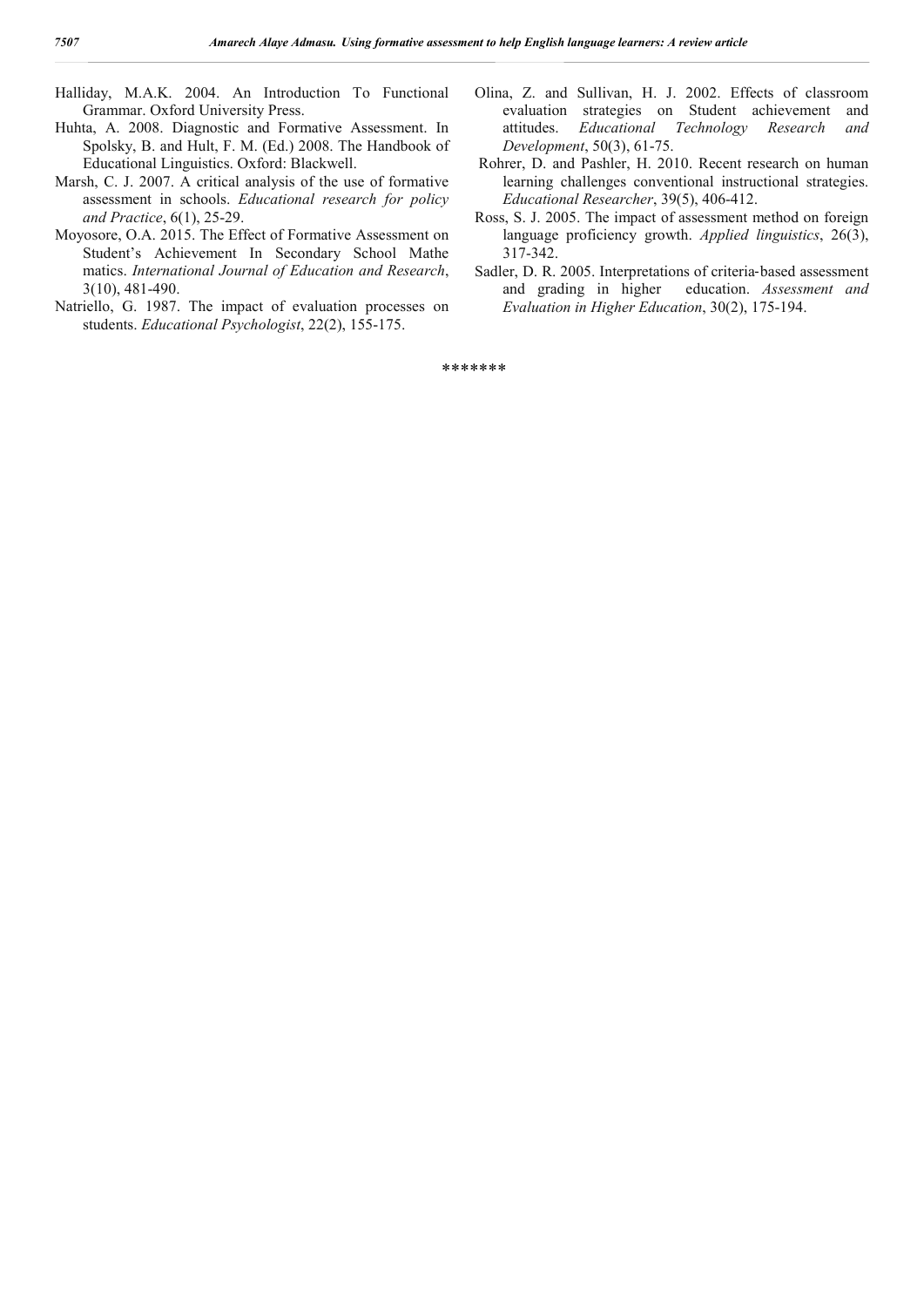Halliday, M.A.K. 2004. An Introduction To Functional Grammar. Oxford University Press.

Huhta, A. 2008. Diagnostic and Formative Assessment. In Spolsky, B. and Hult, F. M. (Ed.) 2008. The Handbook of Educational Linguistics. Oxford: Blackwell.

Marsh, C. J. 2007. A critical analysis of the use of formative assessment in schools. *Educational research for policy and Practice*, 6(1), 25-29.

Moyosore, O.A. 2015. The Effect of Formative Assessment on Student's Achievement In Secondary School Mathe matics. *International Journal of Education and Research*, 3(10), 481-490.

Natriello, G. 1987. The impact of evaluation processes on students. *Educational Psychologist*, 22(2), 155-175.

Olina, Z. and Sullivan, H. J. 2002. Effects of classroom evaluation strategies on Student achievement and attitudes. *Educational Technology Research and Development*, 50(3), 61-75.

Rohrer, D. and Pashler, H. 2010. Recent research on human learning challenges conventional instructional strategies. *Educational Researcher*, 39(5), 406-412.

Ross, S. J. 2005. The impact of assessment method on foreign language proficiency growth. *Applied linguistics*, 26(3), 317-342.

Sadler, D. R. 2005. Interpretations of criteria‐based assessment and grading in higher education. *Assessment and Evaluation in Higher Education*, 30(2), 175-194.

*******